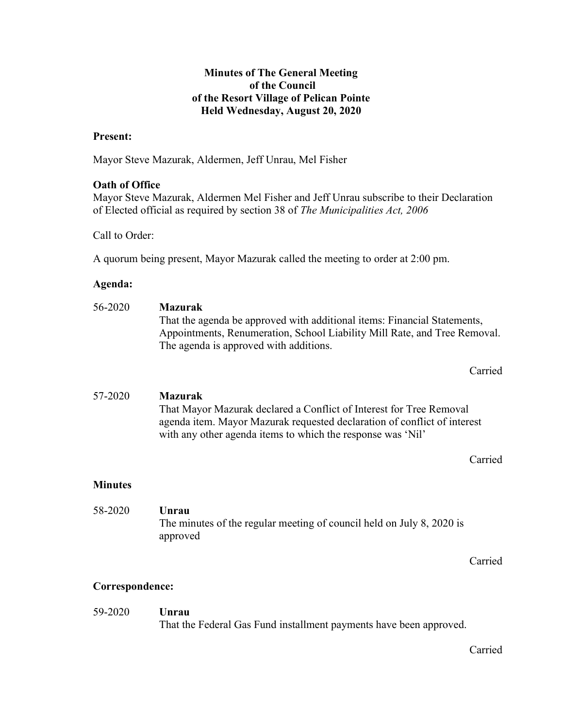**Minutes of The General Meeting**
**of the Council**
**of the Resort Village of Pelican Pointe**
**Held Wednesday, August 20, 2020**

**Present:**

Mayor Steve Mazurak, Aldermen, Jeff Unrau, Mel Fisher

**Oath of Office**
Mayor Steve Mazurak, Aldermen Mel Fisher and Jeff Unrau subscribe to their Declaration of Elected official as required by section 38 of *The Municipalities Act, 2006*

Call to Order:

A quorum being present, Mayor Mazurak called the meeting to order at 2:00 pm.

**Agenda:**

56-2020 **Mazurak**
That the agenda be approved with additional items: Financial Statements, Appointments, Renumeration, School Liability Mill Rate, and Tree Removal. The agenda is approved with additions.

Carried

57-2020 **Mazurak**
That Mayor Mazurak declared a Conflict of Interest for Tree Removal agenda item. Mayor Mazurak requested declaration of conflict of interest with any other agenda items to which the response was 'Nil'

Carried

**Minutes**

58-2020 **Unrau**
The minutes of the regular meeting of council held on July 8, 2020 is approved

Carried

**Correspondence:**

59-2020 **Unrau**
That the Federal Gas Fund installment payments have been approved.

Carried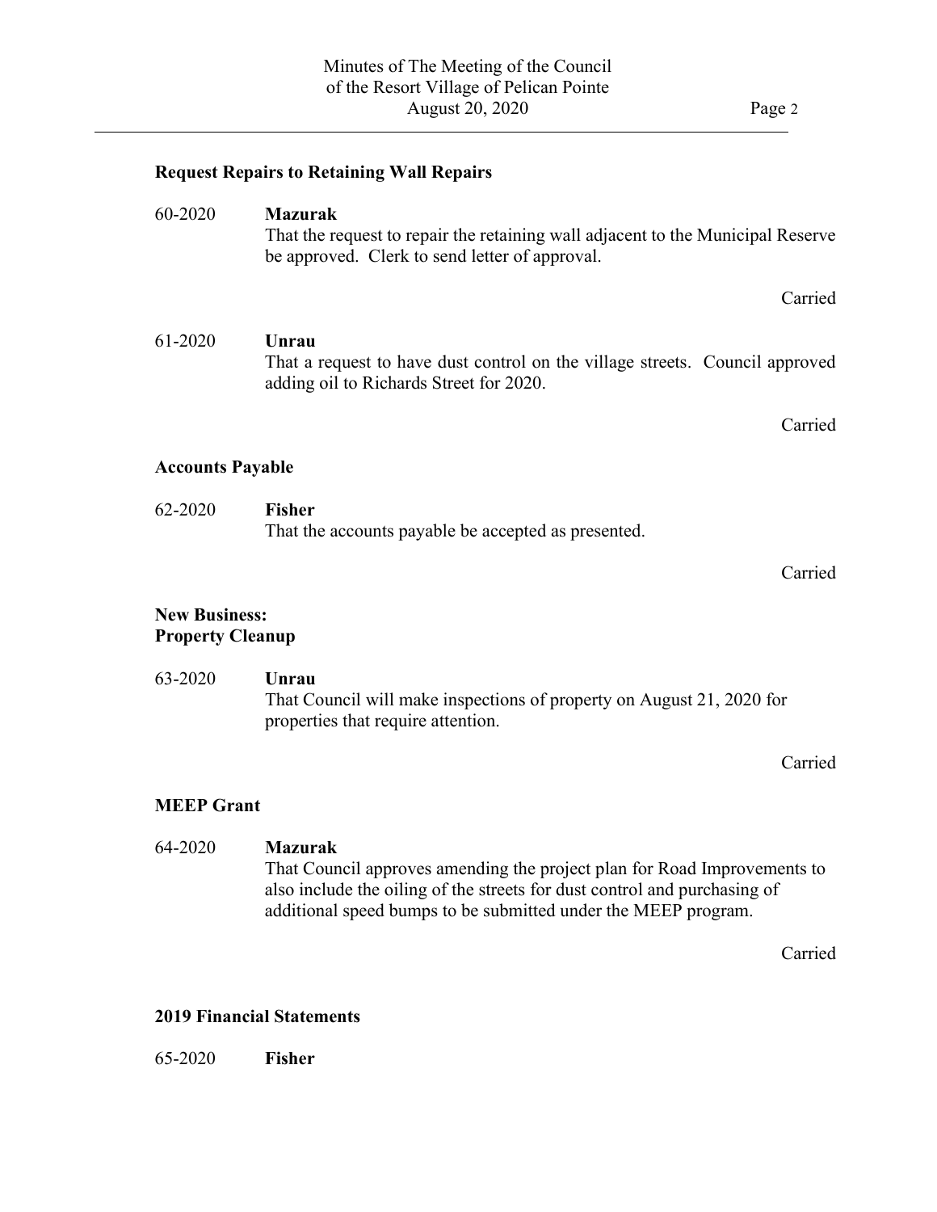## Request Repairs to Retaining Wall Repairs

60-2020 **Mazurak**
That the request to repair the retaining wall adjacent to the Municipal Reserve be approved. Clerk to send letter of approval.

Carried

61-2020 **Unrau**
That a request to have dust control on the village streets. Council approved adding oil to Richards Street for 2020.

Carried

## Accounts Payable

62-2020 **Fisher**
That the accounts payable be accepted as presented.

Carried

## New Business:
## Property Cleanup

63-2020 **Unrau**
That Council will make inspections of property on August 21, 2020 for properties that require attention.

Carried

## MEEP Grant

64-2020 **Mazurak**
That Council approves amending the project plan for Road Improvements to also include the oiling of the streets for dust control and purchasing of additional speed bumps to be submitted under the MEEP program.

Carried

## 2019 Financial Statements

65-2020 **Fisher**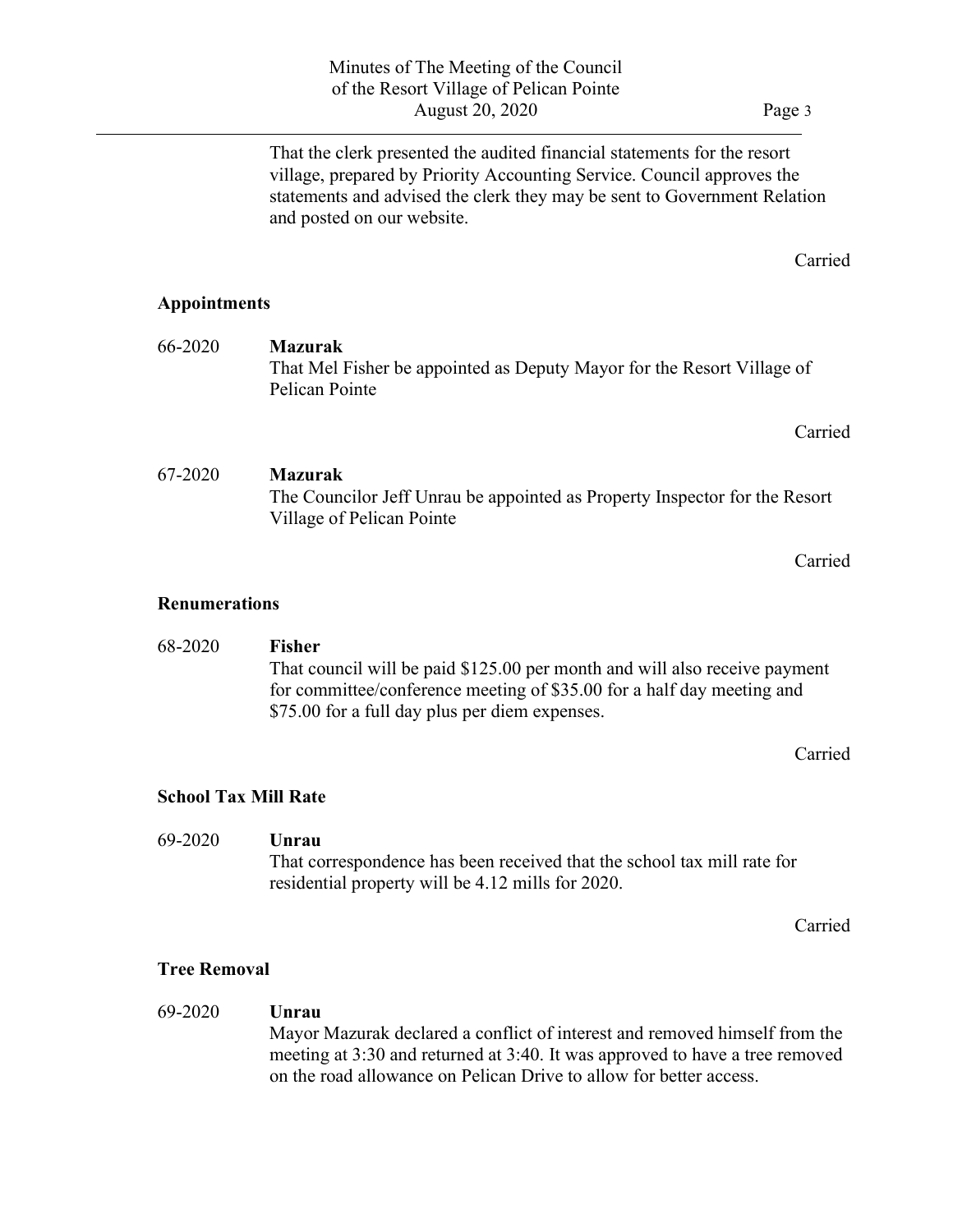That the clerk presented the audited financial statements for the resort village, prepared by Priority Accounting Service. Council approves the statements and advised the clerk they may be sent to Government Relation and posted on our website.

Carried

**Appointments**

66-2020 **Mazurak**
That Mel Fisher be appointed as Deputy Mayor for the Resort Village of Pelican Pointe

Carried

67-2020 **Mazurak**
The Councilor Jeff Unrau be appointed as Property Inspector for the Resort Village of Pelican Pointe

Carried

**Renumerations**

68-2020 **Fisher**
That council will be paid $125.00 per month and will also receive payment for committee/conference meeting of $35.00 for a half day meeting and $75.00 for a full day plus per diem expenses.

Carried

**School Tax Mill Rate**

69-2020 **Unrau**
That correspondence has been received that the school tax mill rate for residential property will be 4.12 mills for 2020.

Carried

**Tree Removal**

69-2020 **Unrau**
Mayor Mazurak declared a conflict of interest and removed himself from the meeting at 3:30 and returned at 3:40. It was approved to have a tree removed on the road allowance on Pelican Drive to allow for better access.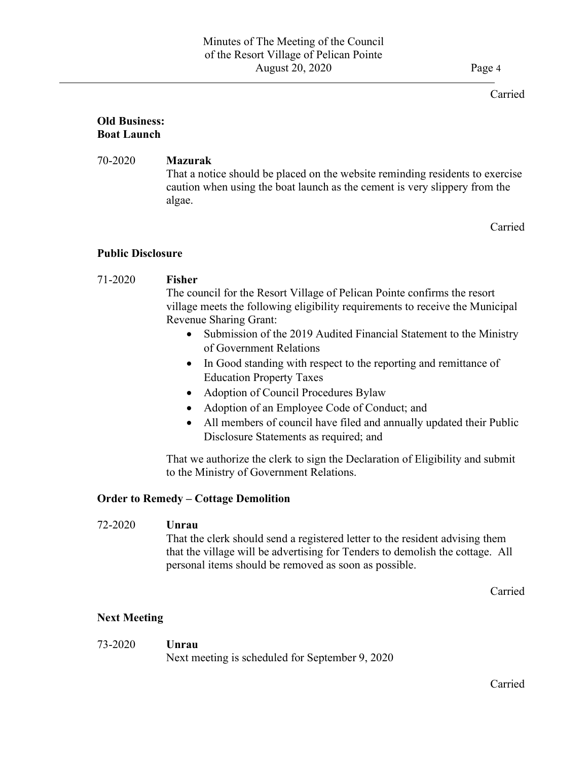Carried

**Old Business:**
**Boat Launch**

70-2020 **Mazurak**
That a notice should be placed on the website reminding residents to exercise caution when using the boat launch as the cement is very slippery from the algae.

Carried

**Public Disclosure**

71-2020 **Fisher**
The council for the Resort Village of Pelican Pointe confirms the resort village meets the following eligibility requirements to receive the Municipal Revenue Sharing Grant:

- Submission of the 2019 Audited Financial Statement to the Ministry of Government Relations
- In Good standing with respect to the reporting and remittance of Education Property Taxes
- Adoption of Council Procedures Bylaw
- Adoption of an Employee Code of Conduct; and
- All members of council have filed and annually updated their Public Disclosure Statements as required; and

That we authorize the clerk to sign the Declaration of Eligibility and submit to the Ministry of Government Relations.

**Order to Remedy – Cottage Demolition**

72-2020 **Unrau**
That the clerk should send a registered letter to the resident advising them that the village will be advertising for Tenders to demolish the cottage. All personal items should be removed as soon as possible.

Carried

**Next Meeting**

73-2020 **Unrau**
Next meeting is scheduled for September 9, 2020

Carried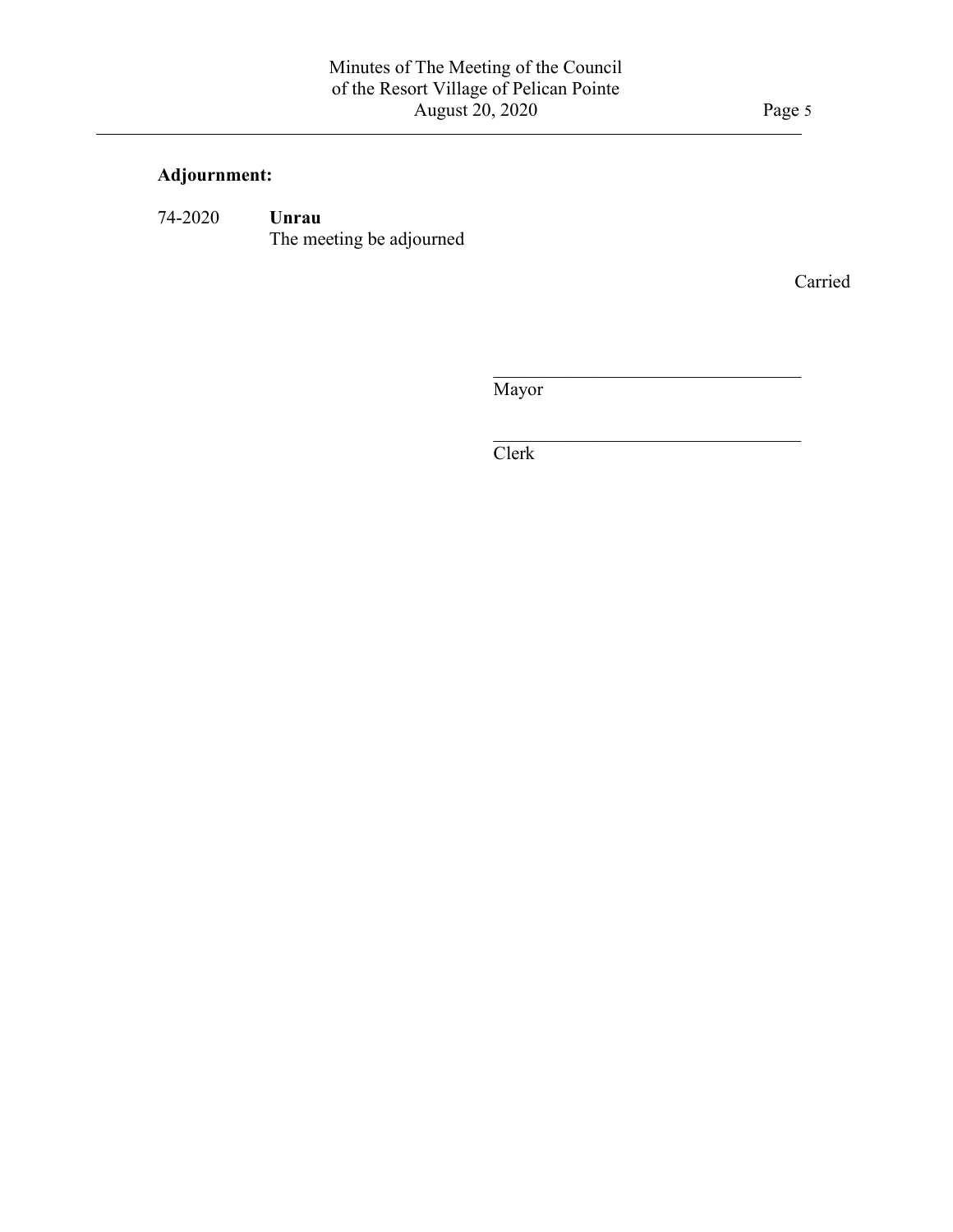**Adjournment:**

74-2020 **Unrau**
The meeting be adjourned

Carried

\_\_\_\_\_\_\_\_\_\_\_\_\_\_\_\_\_\_\_\_\_\_\_\_\_\_\_\_\_\_\_\_\_\_
Mayor

\_\_\_\_\_\_\_\_\_\_\_\_\_\_\_\_\_\_\_\_\_\_\_\_\_\_\_\_\_\_\_\_\_\_
Clerk